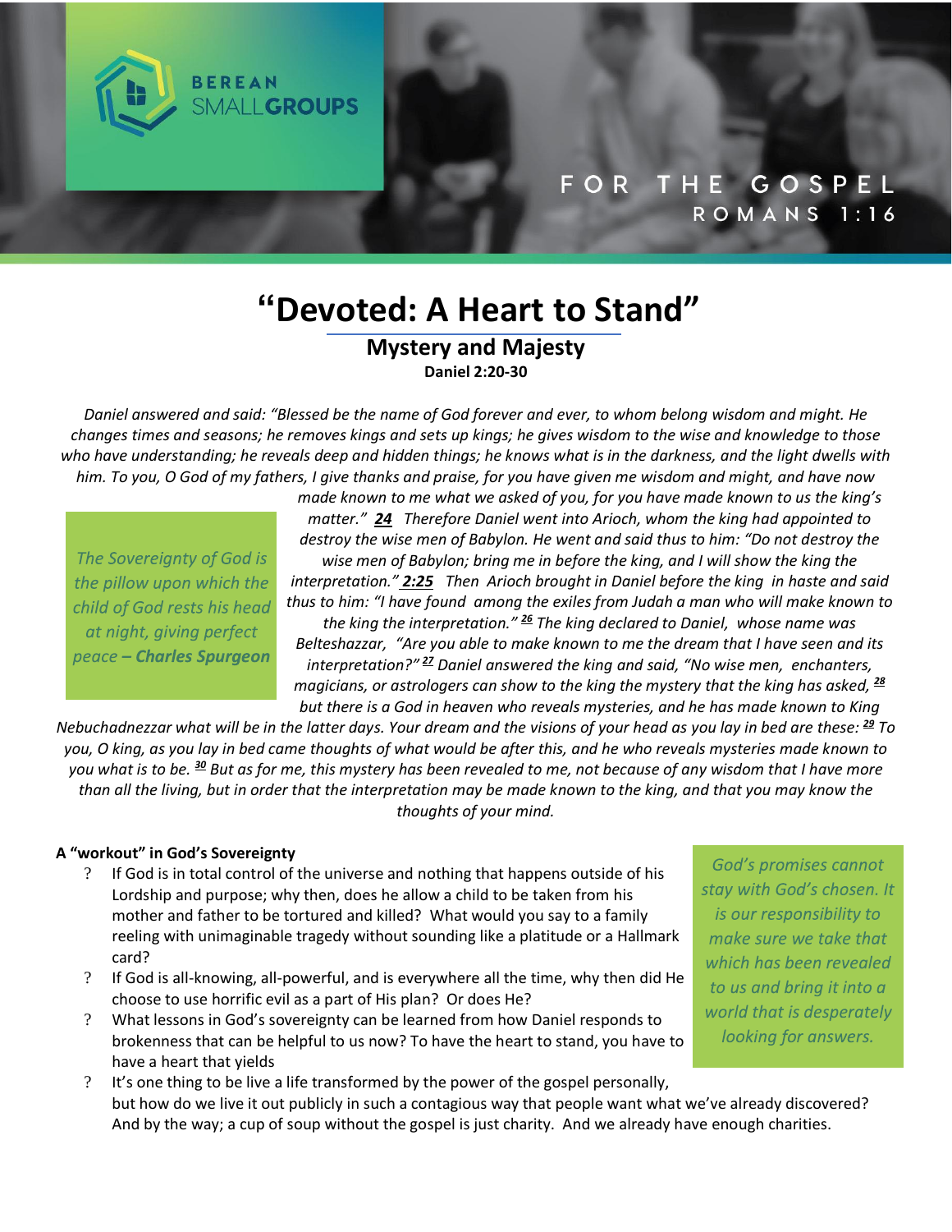BEREAN SMALL**GROUPS**

FOR THE GOSPEL
ROMANS 1:16

# "Devoted: A Heart to Stand"

## Mystery and Majesty

**Daniel 2:20-30**

*Daniel answered and said: "Blessed be the name of God forever and ever, to whom belong wisdom and might. He changes times and seasons; he removes kings and sets up kings; he gives wisdom to the wise and knowledge to those who have understanding; he reveals deep and hidden things; he knows what is in the darkness, and the light dwells with him. To you, O God of my fathers, I give thanks and praise, for you have given me wisdom and might, and have now made known to me what we asked of you, for you have made known to us the king's matter."* ***24*** *Therefore Daniel went into Arioch, whom the king had appointed to destroy the wise men of Babylon. He went and said thus to him: "Do not destroy the wise men of Babylon; bring me in before the king, and I will show the king the interpretation."* ***2:25*** *Then Arioch brought in Daniel before the king in haste and said thus to him: "I have found among the exiles from Judah a man who will make known to the king the interpretation."* [26] *The king declared to Daniel, whose name was Belteshazzar, "Are you able to make known to me the dream that I have seen and its interpretation?"* [27] *Daniel answered the king and said, "No wise men, enchanters, magicians, or astrologers can show to the king the mystery that the king has asked,* [28] *but there is a God in heaven who reveals mysteries, and he has made known to King Nebuchadnezzar what will be in the latter days. Your dream and the visions of your head as you lay in bed are these:* [29] *To you, O king, as you lay in bed came thoughts of what would be after this, and he who reveals mysteries made known to you what is to be.* [30] *But as for me, this mystery has been revealed to me, not because of any wisdom that I have more than all the living, but in order that the interpretation may be made known to the king, and that you may know the thoughts of your mind.*

> *The Sovereignty of God is the pillow upon which the child of God rests his head at night, giving perfect peace* ***– Charles Spurgeon***

**A "workout" in God's Sovereignty**

- If God is in total control of the universe and nothing that happens outside of his Lordship and purpose; why then, does he allow a child to be taken from his mother and father to be tortured and killed? What would you say to a family reeling with unimaginable tragedy without sounding like a platitude or a Hallmark card?
- If God is all-knowing, all-powerful, and is everywhere all the time, why then did He choose to use horrific evil as a part of His plan? Or does He?
- What lessons in God's sovereignty can be learned from how Daniel responds to brokenness that can be helpful to us now? To have the heart to stand, you have to have a heart that yields
- It's one thing to be live a life transformed by the power of the gospel personally, but how do we live it out publicly in such a contagious way that people want what we've already discovered? And by the way; a cup of soup without the gospel is just charity. And we already have enough charities.

> *God's promises cannot stay with God's chosen. It is our responsibility to make sure we take that which has been revealed to us and bring it into a world that is desperately looking for answers.*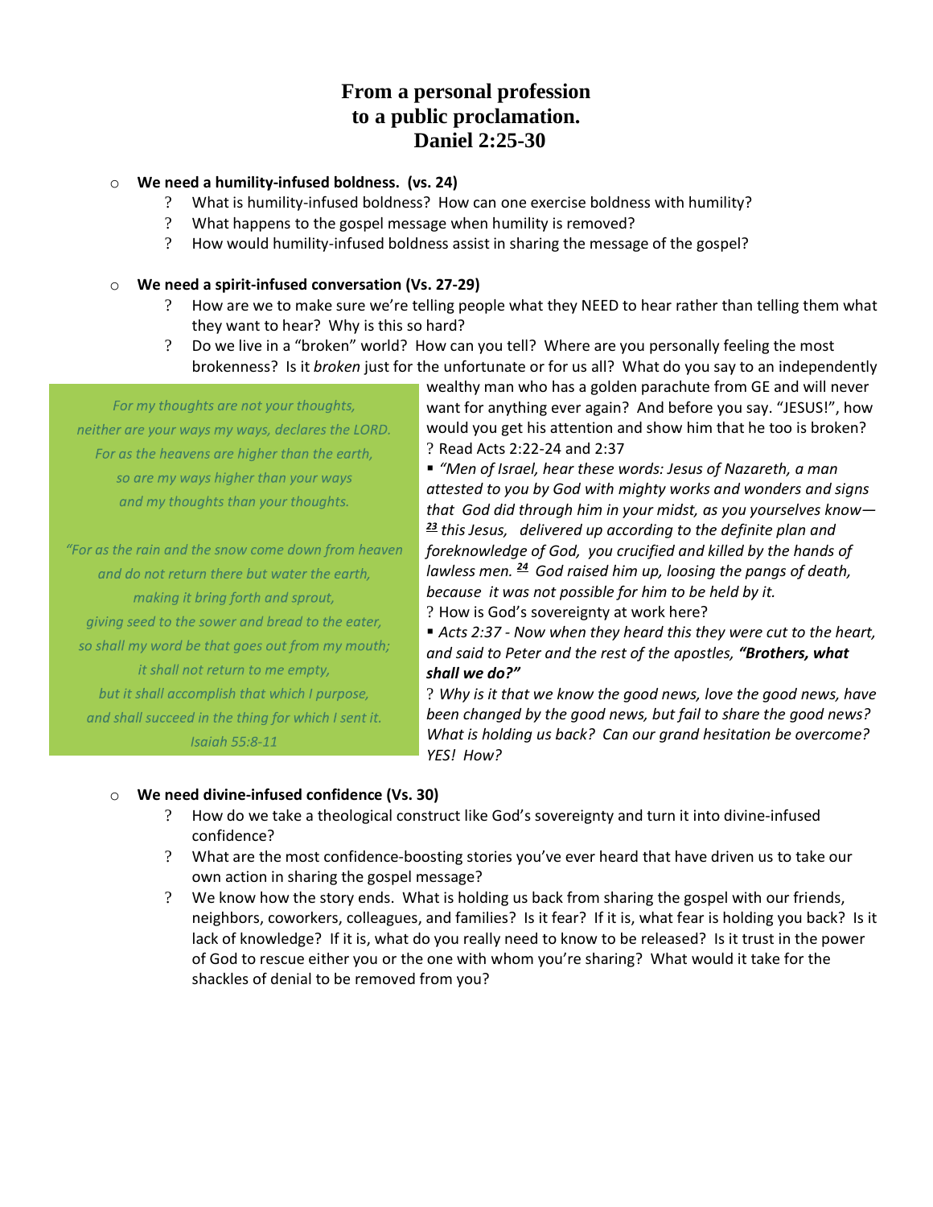# From a personal profession to a public proclamation.
## Daniel 2:25-30

- **We need a humility-infused boldness. (vs. 24)**
  - ? What is humility-infused boldness? How can one exercise boldness with humility?
  - ? What happens to the gospel message when humility is removed?
  - ? How would humility-infused boldness assist in sharing the message of the gospel?

- **We need a spirit-infused conversation (Vs. 27-29)**
  - ? How are we to make sure we're telling people what they NEED to hear rather than telling them what they want to hear? Why is this so hard?
  - ? Do we live in a "broken" world? How can you tell? Where are you personally feeling the most brokenness? Is it *broken* just for the unfortunate or for us all? What do you say to an independently wealthy man who has a golden parachute from GE and will never want for anything ever again? And before you say. "JESUS!", how would you get his attention and show him that he too is broken?
  - ? Read Acts 2:22-24 and 2:37
    - *"Men of Israel, hear these words: Jesus of Nazareth, a man attested to you by God with mighty works and wonders and signs that God did through him in your midst, as you yourselves know— [23] this Jesus, delivered up according to the definite plan and foreknowledge of God, you crucified and killed by the hands of lawless men. [24] God raised him up, loosing the pangs of death, because it was not possible for him to be held by it.*
  - ? How is God's sovereignty at work here?
    - *Acts 2:37 - Now when they heard this they were cut to the heart, and said to Peter and the rest of the apostles, **"Brothers, what shall we do?"***
  - ? *Why is it that we know the good news, love the good news, have been changed by the good news, but fail to share the good news? What is holding us back? Can our grand hesitation be overcome? YES! How?*

> *For my thoughts are not your thoughts,*
> *neither are your ways my ways, declares the LORD.*
> *For as the heavens are higher than the earth,*
> *so are my ways higher than your ways*
> *and my thoughts than your thoughts.*
>
> *"For as the rain and the snow come down from heaven*
> *and do not return there but water the earth,*
> *making it bring forth and sprout,*
> *giving seed to the sower and bread to the eater,*
> *so shall my word be that goes out from my mouth;*
> *it shall not return to me empty,*
> *but it shall accomplish that which I purpose,*
> *and shall succeed in the thing for which I sent it.*
> *Isaiah 55:8-11*

- **We need divine-infused confidence (Vs. 30)**
  - ? How do we take a theological construct like God's sovereignty and turn it into divine-infused confidence?
  - ? What are the most confidence-boosting stories you've ever heard that have driven us to take our own action in sharing the gospel message?
  - ? We know how the story ends. What is holding us back from sharing the gospel with our friends, neighbors, coworkers, colleagues, and families? Is it fear? If it is, what fear is holding you back? Is it lack of knowledge? If it is, what do you really need to know to be released? Is it trust in the power of God to rescue either you or the one with whom you're sharing? What would it take for the shackles of denial to be removed from you?